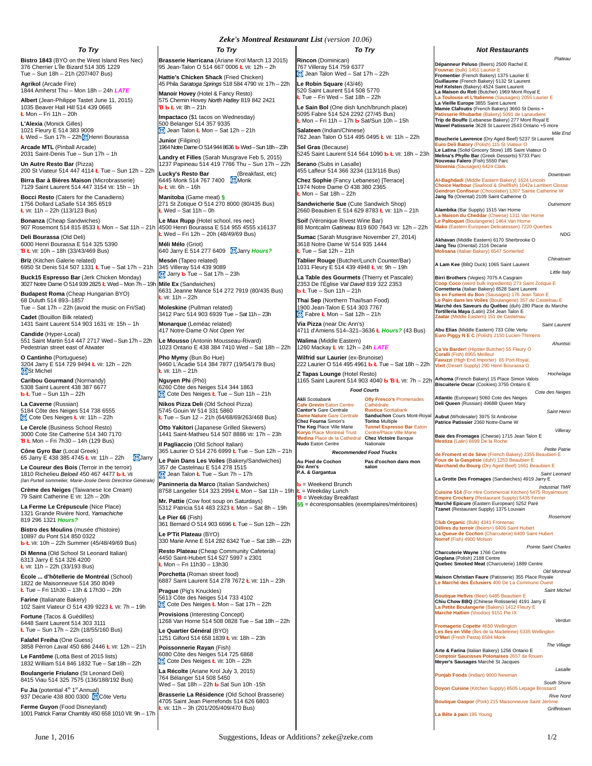# Zeke's Montreal Restaurant List *(version 10.06)*

## To Try

**Bistro 1843** (BYO on the West Island Res Nec)
376 Cherrier L'Île Bizard 514 305 1229
Tue – Sun 18h – 21h (207/407 Bus)

**Agrikol** (Arcade Fire)
1844 Amherst Thu – Mon 18h – 24h ***LATE***

**Albert** (Jean-Philippe Tastet June 11, 2015)
1035 Beaver Hall Hill 514 439 0665
Ł Mon – Fri 11h – 20h

**L'Alexia** (Monick Gilles)
1021 Fleury E 514 383 9009
Ł Wed – Sun 17h – 22h Henri Bourassa

**Arcade MTL** (Pinball Arcade)
2031 Saint-Denis Tue – Sun 17h – 1h

**Un Autre Resto Bar** (Pizza)
200 St Viateur 514 447 4114 Ł Tue – Sun 12h – 22h

**Birra Bar à Bières Maison** (Microbrasserie)
7129 Saint Laurent 514 447 3154 VII: 15h – 1h

**Bocci Resto** (Caters for the Canadiens)
1756 Dollard LaSalle 514 365 6519
Ł VII: 11h – 22h (113/123 Bus)

**Bonanza** (Cheap Sandwiches)
907 Rosemont 514 815 8533 Ł Mon – Sat 11h – 21h

**Deli Bourassa** (Old Deli)
6000 Henri Bourassa E 514 325 5390
Ɓ Ł VII: 10h – 18h (33/43/469 Bus)

**Brïz** (Kitchen Galerie related)
6950 St Denis 514 507 1331 Ł Tue – Sat 17h – 21h

**Buck15 Espresso Bar** (Jerk Chicken Monday)
3027 Notre Dame O 514 939 2825 Ł Wed – Mon 7h – 19h

**Budapest Roma** (Cheap Hungarian BYO)
68 Duluth 514 893–1857
Tue – Sat 17h – 22h (avoid the music on Fri/Sat)

**Cadet** (Bouillon Bilk related)
1431 Saint Laurent 514 903 1631 VII: 15h – 1h

**Candide** (Hyper-Local)
551 Saint Martin 514 447 2717 Wed – Sun 17h – 22h
Pedestrian street east of Atwater

**O Cantinho** (Portuguese)
3204 Jarry E 514 729 9494 Ł VII: 12h – 22h
St Michel

**Caribou Gourmand** (Normandy)
5308 Saint Laurent 438 387 6677
ь Ł Tue – Sun 11h – 22h

**La Caverne** (Russian)
5184 Côte des Neiges 514 738 6555
Cote des Neiges Ł VII: 11h – 22h

**Le Cercle** (Business School Resto)
3000 Cote Ste Catherine 514 340 7170
Ɓ Ł Mon – Fri 7h30 – 14h (129 Bus)

**Cône Gyro Bar** (Local Greek)
65 Jarry E 438 385 4745 Ł VII: 11h – 22h Jarry

**Le Coureur des Bois** (Terroir in the terroir)
1810 Richelieu *Beloeil* 450 467 4477 ь Ł VII
*(Ian Purtell sommelier, Marie-Josée Denis Directrice Générale)*

**Crème des Neiges** (Taiwanese Ice Cream)
79 Saint Catherine E VII: 12h – 20h

**La Ferme Le Crépuscule** (Nice Place)
1321 Grande Rivière Nord, *Yamachiche*
819 296 1321 ***Hours?***

**Bistro des Moulins** (musée d'histoire)
10897 du Pont 514 850 0322
ь Ł VII: 10h – 22h Summer (45/48/49/69 Bus)

**Di Menna** (Old School St Leonard Italian)
6313 Jarry E 514 326 4200
Ł VII: 11h – 22h (33/193 Bus)

**École … d'hôtellerie de Montréal** (School)
1822 de Maisonneuve 514 350 8049
Ł Tue – Fri 11h30 – 13h & 17h30 – 20h

**Farine** (Italianate Bakery)
102 Saint Viateur O 514 439 9223 Ł VII: 7h – 19h

**Fortune** (Tacos & Guédilles)
6448 Saint Laurent 514 303 3111
Ł Tue – Sun 17h – 22h (18/55/160 Bus)

**Falafel Freiha** (One Guess)
3858 Pérron *Laval* 450 686 2446 Ł VII: 12h – 21h

**Le Fantôme** (Lotta Best of 2015 lists)
1832 William 514 846 1832 Tue – Sat 18h – 22h

**Boulangerie Friulano** (St Leonard Deli)
8415 Viau 514 325 7575 (136/188/192 Bus)

**Fu Jia** (potential 4th 1st Annual)
937 Décarie 438 800 0300 Côte Vertu

**Ferme Guyon** (Food Disneyland)
1001 Patrick Farrar Chambly 450 658 1010 VII: 9h – 17h

## To Try

**Brasserie Harricana** (Ariane Krol March 13 2015)
95 Jean-Talon O 514 667 0006 Ł VII: 12h – 2h

**Hattie's Chicken Shack** (Fried Chicken)
45 Phila *Saratoga Springs* 518 584 4790 VII: 17h – 22h

**Manoir Hovey** (Hotel & Fancy Resto)
575 Chemin Hovey *North Hatley* 819 842 2421
Ɓ ь Ł VII: 8h – 21h

**Impactaco** ($1 tacos on Wednesday)
500 Belanger 514 357 9335
Jean Talon Ł Mon – Sat 12h – 21h

**Junior** (Filipino)
1964 Notre Dame O 514 944 8636 ь Wed – Sun 18h – 23h

**Landry et Filles** (Sarah Musgrave Feb 5, 2015)
1237 Papineau 514 419 7766 Thu – Sun 17h – 22h

**Lucky's Resto Bar** (Breakfast, etc)
6445 Monk 514 767 7400 Monk
ь Ł VII: 6h – 16h

**Manitoba** (Game meat) §
271 St Zotique O 514 270 8000 (80/435 Bus)
Ł Wed – Sat 11h – 0h

**Le Max Rupp** (Hotel school, res nec)
4500 Henri Bourassa E 514 955 4555 x16137
Ł Wed – Fri 12h – 20h (48/49/69 Bus)

**Méli Mélo** (Griot)
640 Jarry E 514 277 6409 Jarry ***Hours?***

**Mesón** (Tapeo related)
345 Villeray 514 439 9089
Jarry ь Tue – Sat 17h – 23h

**Mile Ex** (Sandwiches)
6631 Jeanne Mance 514 272 7919 (80/435 Bus)
Ł VII: 11h – 22h

**Moleskine** (Pullman related)
3412 Parc 514 903 6939 Tue – Sat 11h – 23h

**Monarque** (Leméac related)
417 Notre-Dame O *Not Open Yet*

**Le Mousso** (Antonin Mousseau-Rivard)
1023 Ontario E 438 384 7410 Wed – Sat 18h – 22h

**Pho Mymy** (Bun Bo Hue)
9460 L'Acadie 514 384 7877 (19/54/179 Bus)
Ł VII: 11h – 21h

**Nguyen Phi** (Phở)
6260 Côte des Neiges 514 344 1863
Cote Des Neiges Ł Tue – Sun 11h – 21h

**Nikos Pizza Deli** (Old School Pizza)
5745 Gouin W 514 331 5860
Ł Tue – Sun 12 – 21h (64/68/69/263/468 Bus)

**Otto Yakitori** (Japanese Grilled Skewers)
1441 Saint-Mathieu 514 507 8886 VII: 17h – 23h

**Il Pagliaccio** (Old School Italian)
365 Laurier O 514 276 6999 Ł Tue – Sun 12h – 21h

**Le Pain Dans Les Voiles** (Bakery/Sandwiches)
357 de Castelnau E 514 278 1515
Jean Talon Ł Tue – Sun 7h – 17h

**Paninneria da Marco** (Italian Sandwiches)
8758 Langelier 514 323 2994 Ł Mon – Sat 11h – 19h

**Mr. Pattie** (Cow foot soup on Saturdays)
5312 Patricia 514 483 2323 Ł Mon – Sat 8h – 19h

**Le Pier 66** (Fish)
361 Bernard O 514 903 6696 Ł Tue – Sun 12h – 22h

**Le P'Tit Plateau** (BYO)
330 Marie Anne E 514 282 6342 Tue – Sat 18h – 22h

**Resto Plateau** (Cheap Community Cafeteria)
4450 Saint-Hubert 514 527 5997 x 2301
Ł Mon – Fri 11h30 – 13h30

**Porchetta** (Roman street food)
6887 Saint Laurent 514 278 7672 Ł VII: 11h – 23h

**Prague** (Pig's Knuckles)
5613 Côte des Neiges 514 733 4102
Cote des Neiges Ł Mon – Sat 17h – 22h

**Provisions** (Interesting Concept)
1268 Van Horne 514 508 0828 Tue – Sat 18h – 22h

**Le Quartier Général** (BYO)
1251 Gilford 514 658 1839 Ł VII: 18h – 23h

**Poissonnerie Rayan** (Fish)
6080 Côte des Neiges 514 725 6868
Cote Des Neiges Ł VII: 10h – 22h

**La Récolte** (Ariane Krol July 3, 2015)
764 Bélanger 514 508 5450
Wed – Sat 18h – 22h ь Sat Sun 10h -15h

**Brasserie La Résidence** (Old School Brasserie)
4705 Saint Jean Pierrefonds 514 626 6803
Ł VII: 11h – 3h (201/205/409/470 Bus)

## To Try

**Rincon** (Dominican)
767 Villeray 514 759 6377
Jean Talon Wed – Sat 17h – 22h

**Le Robin Square** (43/46)
520 Saint Laurent E 514 508 5770
Ł Tue – Fri Wed – Sat 18h – 22h

**Le Sain Bol** (One dish lunch/brunch place)
5095 Fabre 514 524 2292 (27/45 Bus)
Ł Mon – Fri 11h – 17h ь Sat/Sun 10h – 15h

**Salateen** (Indian/Chinese)
762 Jean Talon O 514 495 0495 Ł VII: 11h – 22h

**Sel Gras** (Because)
5245 Saint Laurent 514 564 1090 ь Ł VII: 18h – 23h

**Serano** (Subs in Lasalle)
455 Lafleur 514 366 3234 (113/116 Bus)

**Chez Sophie** (Fancy Lebanese) [Terrace]
1974 Notre Dame O 438 380 2365
Ł Mon – Sat 18h – 22h

**Sandwicherie Sue** (Cute Sandwich Shop)
2660 Beaubien E 514 629 8783 Ł VII: 11h – 21h

**Soif** (Véronique Rivest Wine Bar)
88 Montcalm *Gatineau* 819 600 7643 VII: 12h – 22h

**Sumac** (Sarah Musgrave November 27, 2014)
3618 Notre Dame W 514 935 1444
Ł Tue – Sat 12h – 21h

**Tablier Rouge** (Butcher/Lunch Counter/Bar)
1031 Fleury E 514 439 4948 Ł VII: 9h – 19h

**La Table des Gourmets** (Thierry et Pascale)
2353 De l'Église *Val David* 819 322 2353
ь Ł Tue – Sun 11h – 21h

**Thai Sep** (Northern Thai/Isan Food)
1900 Jean-Talon E 514 303 7767
Fabre Ł Mon – Sat 12h – 21h

**Via Pizza** (near Dic Ann's)
4711 d'Amiens 514–321–3636 Ł ***Hours?*** (43 Bus)

**Walima** (Middle Eastern)
1260 Mackay Ł VII: 12h – 24h ***LATE***

**Wilfrid sur Laurier** (ex-Brunoise)
222 Laurier O 514 495 4961 ь Ł Tue – Sat 18h – 22h

**Z Tapas Lounge** (Hotel Resto)
1165 Saint Laurent 514 903 4040 ь Ɓ Ł VII: 7h – 22h

### Food Courts

| | |
|---|---|
| **Akli** Scotiabank | **Olly Fresco's** Promenades Cathédrale |
| **Cafe Grevin** Eaton Centre | **Rustica** Scotiabank |
| **Cantor's** Gare Centrale | **Sanduchon** Cours Mont-Royal |
| **Dame Nature** Gare Centrale | **Torino** Multiple |
| **Chez Fourna** Simon's | **Tunnel Espresso Bar** Eaton Centre/Place Ville Marie |
| **The Keg** Place Ville Marie | **Chez Victoire** Banque Nationale |
| **Koryo** Place Montreal Trust | |
| **Medina** Place de la Cathedral | |
| **Nudo** Eaton Centre | |

### Recommended Food Trucks

| | |
|---|---|
| **Au Pied de Cochon** | **Pas d'cochon dans mon salon** |
| **Dic Ann's** | |
| **P.A. & Gargantua** | |

ь = Weekend Brunch
Ł = Weekday Lunch
Ɓ = Weekday Breakfast
§§ = écoresponsables (exemplaires/méritoires)

## Not Restaurants

*Plateau*

**Dépanneur Peluso** (Beers) 2500 Rachel E
**Fouvrac** (bulk) 1451 Laurier E
**Fromentier** (French Bakery) 1375 Laurier E
**Guillaume** (French Bakery) 5132 St Laurent
**Hof Kelsten** (Bakery) 4524 Saint Laurent
**La Maison du Roti** (Butcher) 1969 Mont Royal E
**La Toulouse et L'Italienne** (Sausages) 2055 Laurier E
**La Vieille Europe** 3855 Saint Laurent
**Mamie Clafoutis** (French Bakery) 3660 St Denis +
**Patisserie Rhubarbe** (Bakery) 5091 de Lanaudiere
**Trip de Bouffe** (Lebanese Bakery) 277 Mont Royal E
**Wawel Patisserie** 3628 St Laurent 2543 Ontario +5 more

*Mile End*

**Boucherie Lawrence** (Dry Aged Beef) 5237 St Laurent
**Euro Deli Batory** (Polish) 115 St Viateur O
**Le Latina** (Solid Grocery Store) 185 Saint Viateur O
**Melina's Phyllo Bar** (Greek Desserts) 5733 Parc
**Nouveau Falero** (Fish) 5550 Parc
**Slovenia** (Sausages) 6424 Clark

*Downtown*

**Al-Baghdadi** (Middle Eastern Bakery) 1624 Lincoln
**Choice Harbour** (Seafood & Shellfish) 1042a Lambert Closse
**Gendron Confiseur** (Chocolatier) 1307 Sainte Catherine W
**Jang To** (Oriental) 2109 Saint Catherine O

*Outremont*

**Alambika** (Bar Supply) 1515 Van Horne
**La Maison du Cheddar** (Cheese) 1311 Van Horne
**Le Paltoquet** (Boulangerie) 1464 Van Horne
**Mako** (Eastern European Delicatessen) 7220 Querbes

*NDG*

**Akhavan** (Middle Eastern) 6170 Sherbrooke O
**Jang Teu** (Oriental) 2116 Decarie
**Molisana** (Italian Bakery) 6547 Somerled

*Chinatown*

**A Lam Kee** (BBQ Duck) 1065 Saint Laurent

*Little Italy*

**Birri Brothers** (Vegies) 7075 A Casgrain
**Coop Coco** (weird bulk ingredients) 273 Saint Zotique E
**Cornetteria** (Italian Bakery) 6528 Saint Laurent
**Ils en Fument du Bon** (Sausages) 176 Jean Talon E
**Le Pain dans les Voiles** (Boulangerie) 357 de Castelnau E
**Marché des Saveurs du Québec** (duh) 280 Place du Marche
**Tortilleria Maya** (Latin) 234 Jean Talon E
**Zaatar** (Middle Eastern) 151 de Castelnau

*Saint Laurent*

**Abu Elias** (Middle Eastern) 733 Côte Vertu
**Euro Piggy N E C** (Polish) 2150 Lucien-Thimens

*Ahuntsic*

**Ça Va Barder!** (Hipster Butcher) 55 Fleury O
**Coralli** (Fish) 8955 Meilleur
**Favuzzi** (High End Importer) 65 Port-Royal,
**Vixit** (Desert Supply) 290 Henri Bourassa O

*Hochelaga*

**Arhoma** (French Bakery) 15 Place Simon Valois
**Biscuiterie Oscar** (Cookies) 3755 Ontario E

*Cote des Neiges*

**Atlantic** (European) 5060 Cote des Neiges
**Deli Queen** (Russian) 4968B Queen Mary

*Saint Henri*

**Aubut** (Wholesaler) 3975 St Ambroise
**Patrice Patissier** 2360 Notre-Dame W

*Villeray*

**Baie des Fromages** (Cheese) 1715 Jean Talon E
**Mestiza** (Latin) 6699 De la Roche

*Petite Patrie*

**de Froment et de Sève** (French Bakery) 2355 Beaubien E
**Fous de la Gaspésie** (duh!) 1253 Beaubien E
**Marchand du Bourg** (Dry Aged Beef) 1661 Beaubien E

*Saint Leonard*

**La Grotte Des Fromages** (Sandwiches) 4919 Jarry E

*Industrial TMR*

**Cuisine 514** (For Hire Commercial Kitchen) 5475 Royalmount
**Empire Crockery** (Restaurant Supply) 5435 Ferrier
**Marché Epicure** (Eastern European) 5252 Paré
**Tzanet** (Restaurant Supply) 1375 Louvain

*Rosemont*

**Club Organic** (Bulk) 4341 Frontenac
**Délires du terroir** (Beers+) 6406 Saint Hubert
**La Queue de Cochon** (Charcuterie) 6400 Saint Hubert
**Norref** (Fish) 4900 Molson

*Pointe Saint Charles*

**Charcuterie Wayne** 1766 Centre
**Goplana** (Polish) 2188 Centre
**Quebec Smoked Meat** (Charcuterie) 1889 Centre

*Old Montreal*

**Maison Christian Faure** (Patisserie) 355 Place Royale
**Le Marché des Éclusiers** 400 De La Commune Ouest

*Saint Michel*

**Boutique Hellvis** (Beer) 6485 Beaubien E
**Chiu Chow BBQ** (Chinese Rotisserie) 4191 Jarry E
**La Petite Boulangerie** (Bakery) 1412 Fleury E
**Marché Haïtien** (Voodoo) 9151 Pie IX

*Verdun*

**Fromagerie Copette** 4650 Wellington
**Les Iles en Ville** (Îles de la Madeleine) 5335 Wellington
**O'Mari** (Fresh Pasta) 6584 Monk

*The Village*

**Arte & Farina** (Italian Bakery) 1256 Ontario E
**Comptoir Saucisses Polonaises** 2657 de Rouen
**Meyer's Sausages** Marché St Jacques

*Lasalle*

**Punjab Foods** (Indian) 9000 Newman

*South Shore*

**Doyon Cuisine** (Kitchen Supply) 8505 Lepage Brossard

*Rive Nord*

**Boutique Gaspor** (Pork) 215 Maisonneuve Saint Jérôme

*Griffintown*

**La Bête à pain** 195 Young

June 1, 2016 — Suggestions, Ideas or Additions? zeke@zeke.com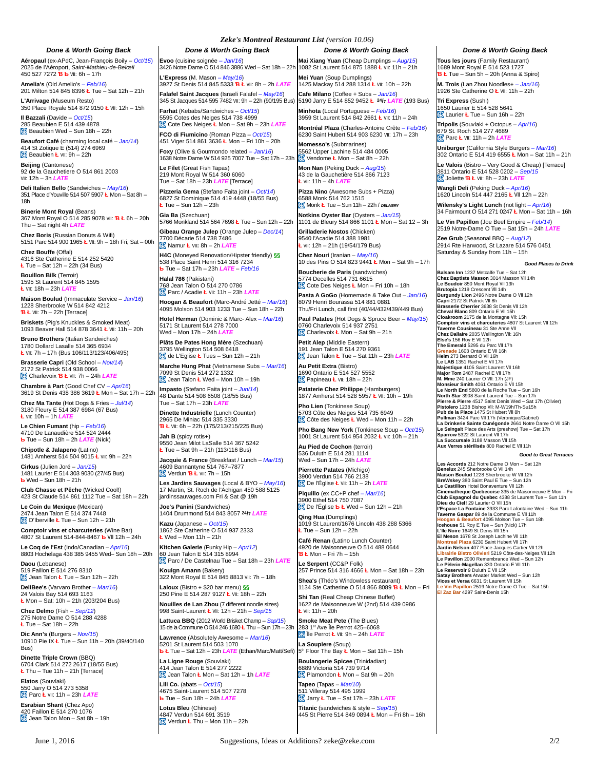# Zeke's Montreal Restaurant List *(version 10.06)*

## Done & Worth Going Back

**Aéropaul** (ex-APdC, Jean-François Boily – *Oct/15*)
2025 de l'Aéroport, *Saint-Mathieu-de-Belœil*
450 527 7272 B Ƅ VII: 6h – 17h

**Amelia's** (Old Amelio's – *Feb/16*)
201 Milton 514 845 8396 Ł Tue – Sat 12h – 21h

**L'Arrivage** (Museum Resto)
350 Place Royale 514 872 9150 Ł VII: 12h – 15h

**Il Bazzali** (Davide – *Oct/15*)
285 Beaubien E 514 439 4878
Beaubien Wed – Sun 18h – 22h

**Beaufort Café** (charming local café – *Jan/14*)
414 St Zotique E (514) 274 6969
Beaubien Ł VII: 9h – 22h

**Beijing** (Cantonese)
92 de la Gauchetiere O 514 861 2003
VII: 12h – 3h **LATE**

**Deli Italien Bello** (Sandwiches – *May/16*)
351 Place d'Youville 514 507 5907 Ł Mon – Sat 8h – 18h

**Binerie Mont Royal** (Beans)
367 Mont Royal O 514 285 9078 VII: B Ł 6h – 20h Thu – Sat night 4h **LATE**

**Chez Boris** (Russian Donuts & Wifi)
5151 Parc 514 900 1965 Ł VII: 9h – 18h Fri, Sat – 00h

**Chez Bouffe** (Offal)
4316 Ste Catherine E 514 252 5420
Ł Tue – Sat 12h – 22h (34 Bus)

**Bouillon Bilk** (Terroir)
1595 St Laurent 514 845 1595
Ł VII: 18h – 23h **LATE**

**Maison Boulud** (Immaculate Service – *Jan/16*)
1228 Sherbrooke W 514 842 4212
B Ł VII: 7h – 22h [Terrace]

**Briskets** (Pig's Knuckles & Smoked Meat)
1093 Beaver Hall 514 878 3641 Ł VII: 11h – 20h

**Bruno Brothers** (Italian Sandwiches)
1780 Dollard Lasalle 514 365 6934
Ł VII: 7h – 17h (Bus 106/113/123/406/495)

**Brasserie Capri** (Old School – *Nov/14*)
2172 St Patrick 514 938 0066
Charlevoix B Ł VII: 7h – 24h **LATE**

**Chambre à Part** (Good Chef CV – *Apr/16*)
3619 St Denis 438 386 3619 Ł Mon – Sat 17h – 22h

**Chez Ma Tante** (Hot Dogs & Fries – *Jul/14*)
3180 Fleury E 514 387 6984 (67 Bus)
Ł VII: 10h – 1h **LATE**

**Le Chien Fumant** (hip – *Feb/16*)
4710 De Lanaudière 514 524 2444
Ƅ Tue – Sun 18h – 2h **LATE** (Nick)

**Chipotle & Jalapeno** (Latino)
1481 Amherst 514 504 9015 Ł VII: 9h – 22h

**Cirkus** (Julien Joré – *Jan/15*)
1481 Laurier E 514 303 9030 (27/45 Bus)
Ƅ Wed – Sun 18h – 21h

**Club Chasse et Pêche** (Wicked Cool!)
423 St Claude 514 861 1112 Tue – Sat 18h – 22h

**Le Coin du Mexique** (Mexican)
2474 Jean Talon E 514 374 7448
D'Iberville Ł Tue – Sun 12h – 21h

**Comptoir vins et charcuteries** (Wine Bar)
4807 St Laurent 514-844-8467 Ƅ VII 12h – 24h

**Le Coq de l'Est** (Indo/Canadian – *Apr/16*)
8803 Hochelaga 438 385 9455 Wed– Sun 18h – 20h

**Daou** (Lebanese)
519 Faillon E 514 276 8310
Jean Talon Ł Tue – Sun 12h – 22h

**DeliBee's** (Varvaro Brother – *Mar/16*)
24 Valois Bay 514 693 1163
Ł Mon – Sat: 10h – 21h (203/204 Bus)

**Chez Delmo** (Fish – *Sep/12*)
275 Notre Dame O 514 288 4288
Ł Tue – Sat 18h – 22h

**Dic Ann's** (Burgers – *Nov/15*)
10910 Pie IX Ł Tue – Sun 11h – 20h (39/40/140 Bus)

**Dinette Triple Crown** (BBQ)
6704 Clark 514 272 2617 (18/55 Bus)
Ł Thu – Tue 11h – 21h [Terrace]

**Elatos** (Souvlaki)
550 Jarry O 514 273 5358
Parc Ł VII: 11h – 23h **LATE**

**Esrabian Shant** (Chez Apo)
420 Faillon E 514 270 1076
Jean Talon Mon – Sat 8h – 19h

**Evoo** (cuisine soignée – *Jan/16*)
3426 Notre Dame O 514 846 3886 Wed – Sat 18h – 22h

**L'Express** (M. Mason – *May/16*)
3927 St Denis 514 845 5333 B Ł VII: 8h – 2h **LATE**

**Falafel Saint Jacques** (Israeli Falafel – *May/16*)
345 St Jacques 514 595 7482 VII: 9h – 22h (90/195 Bus)

**Farhat** (Kebabs/Sandwiches – *Oct/15*)
5595 Cotes des Neiges 514 738 4999
Cote Des Neiges Ł Mon – Sat 9h – 23h **LATE**

**FCO di Fiumicino** (Roman Pizza – *Oct/15*)
451 Viger 514 861 3636 Ł Mon – Fri 10h – 20h

**Foxy** (Olive & Gourmondo related – *Jan/16*)
1638 Notre Dame W 514 925 7007 Tue – Sat 17h – 23h

**Le Filet** (Great Fish Tapas)
219 Mont Royal W 514 360 6060
Tue – Sat 18h – 23h **LATE** [Terrace]

**Pizzeria Gema** (Stefano Faita joint – *Oct/14*)
6827 St Dominique 514 419 4448 (18/55 Bus)
Ł Tue – Sun 12h – 23h

**Gia Ba** (Szechuan)
5766 Monkland 514 564 7698 Ł Tue – Sun 12h – 22h

**Gibeau Orange Julep** (Orange Julep – *Dec/14*)
7700 Décarie 514 738 7486
Namur Ł VII: 8h – 2h **LATE**

**H4C** (Moneyed Renovation/Hipster friendly) $$
538 Place Saint Henri 514 316 7234
Ƅ Tue – Sat 17h – 23h **LATE** – *Feb/16*

**Halal 786** (Pakistani)
768 Jean Talon O 514 270 0786
Parc / Acadie Ł VII: 11h – 23h **LATE**

**Hoogan & Beaufort** (Marc-André Jetté – *Mar/16*)
4095 Molson 514 903 1233 Tue – Sun 18h – 22h

**Hotel Herman** (Dominic & Marc- Alex – *Mar/16*)
5171 St Laurent 514 278 7000
Wed – Mon 17h – 24h **LATE**

**Plâts De Pates Hong Mère** (Szechuan)
3795 Wellington 514 508 6418
de L'Eglise Ł Tues – Sun 12h – 21h

**Marche Hung Phat** (Vietnamese Subs – *Mar/16*)
7099 St Denis 514 272 1332
Jean Talon Ł Wed – Mon 10h – 19h

**Impasto** (Stefano Faita joint – *Jun/14*)
48 Dante 514 508 6508 (18/55 Bus)
Tue – Sat 17h – 23h **LATE**

**Dinette Industrielle** (Lunch Counter)
2965 De Miniac 514 335 3330
B Ł VII: 6h – 22h (175/213/215/225 Bus)

**Jah B** (spicy rotis+)
9550 Jean Milot LaSalle 514 367 5242
Ł Tue – Sat 9h – 21h (113/116 Bus)

**Jacquie & France** (Breakfast / Lunch – *Mar/15*)
4609 Bannantyne 514 767–7877
Verdun B Ł VII: 7h – 15h

**Les Jardins Sauvages** (Local & BYO – *May/16*)
17 Martin, St. Roch de l'Achigan 450 588 5125
jardinssauvages.com Fri & Sat @ 19h

**Joe's Panini** (Sandwiches)
1404 Drummond 514 843 8057 24/7 **LATE**

**Kazu** (Japanese – *Oct/15*)
1862 Ste Catherine O 514 937 2333
Ł Wed – Mon 11h – 21h

**Kitchen Galerie** (Funky Hip – *Apr/12*)
60 Jean Talon E 514 315 8994
Parc / De Castelnau Tue – Sat 18h – 23h **LATE**

**Kouign Amann** (Bakery)
322 Mont Royal E 514 845 8813 VII: 7h – 18h

**Laloux** (Bistro + $20 bar menu) $$
250 Pine E 514 287 9127 Ł VII: 18h – 22h

**Nouilles de Lan Zhou** (7 different noodle sizes)
998 Saint-Laurent Ł VII: 12h – 21h – *Sep/15*

**Lattuca BBQ** (2012 World Brisket Champ – *Sep/15*)
15 de la Commune O 514 246 1680 Ł Thu – Sun 17h – 23h

**Lawrence** (Absolutely Awesome – *Mar/16*)
5201 St Laurent 514 503 1070
Ƅ Ł Tue – Sat 12h – 23h **LATE** (Ethan/Marc/Matt/Sefi)

**La Ligne Rouge** (Souvlaki)
414 Jean Talon E 514 277 2222
Jean Talon Ł Mon – Sat 12h – 1h **LATE**

**Lili Co.** (abats – *Oct/15*)
4675 Saint-Laurent 514 507 7278
Ƅ Tue – Sun 18h – 24h **LATE**

**Lotus Bleu** (Chinese)
4847 Verdun 514 691 3519
Verdun Ł Thu – Mon 11h – 22h

**Mai Xiang Yuan** (Cheap Dumplings – *Aug/15*)
1082 St Laurent 514 875 1888 Ł VII: 11h – 21h

**Mei Yuan** (Soup Dumplings)
1425 Mackay 514 288 1314 Ł VII: 10h – 22h

**Cafe Milano** (Coffee + Subs – *Jan/16*)
5190 Jarry E 514 852 9452 Ł 24/7 **LATE** (193 Bus)

**Minhota** (Local Portuguese – *Feb/16*)
3959 St Laurent 514 842 2661 Ł VII: 11h – 24h

**Montréal Plaza** (Charles-Antoine Crête – *Feb/16*)
6230 Saint Hubert 514 903 6230 VII: 17h – 23h

**Momesso's** (Submarines)
5562 Upper Lachine 514 484 0005
Vendome Ł Mon – Sat 8h – 22h

**Mon Nan** (Peking Duck – *Aug/15*)
43 de la Gauchetiére 514 866 7123
Ł VII: 11h – 4h **LATE**

**Pizza Nino** (Awesome Subs + Pizza)
6588 Monk 514 762 1515
Monk Ł Tue – Sun 11h – 22h / DELIVERY

**Notkins Oyster Bar** (Oysters – *Jan/15*)
1101 de Bleury 514 866 1101 Ł Mon – Sat 12 – 3h

**Grilladerie Nostos** (Chicken)
9540 l'Acadie 514 388 1981
Ł VII: 12h – 21h (19/54/179 Bus)

**Chez Nouri** (Iranian – *May/16*)
10 des Pins O 514 823 9441 Ł Mon – Sat 9h – 17h

**Boucherie de Paris** (sandwiches)
5774 Decelles 514 731 6615
Cote Des Neiges Ł Mon – Fri 10h – 18h

**Pasta A GoGo** (Homemade & Take Out – *Jan/16*)
8079 Henri Bourassa 514 881 0881
Thu/Fri Lunch, call first (40/44/432/439/449 Bus)

**Paul Patates** (Hot Dogs & Spruce Beer – *May/15*)
0760 Charlevoix 514 937 2751
Charlevoix Ł Mon – Sat 9h – 21h

**Petit Alep** (Middle Eastern)
191 Jean Talon E 514 270 9361
Jean Talon Ł Tue – Sat 11h – 23h **LATE**

**Au Petit Extra** (Bistro)
1690 Ontario E 514 527 5552
Papineau Ł VII: 18h – 22h

**Pataterie Chez Philippe** (Hamburgers)
1877 Amherst 514 528 5957 Ł VII: 10h – 19h

**Pho Lien** (Tonkinese Soup)
5703 Côte des Neiges 514 735 6949
Côte des Neiges Ł Wed – Mon 11h – 22h

**Pho Bang New York** (Tonkinese Soup – *Oct/15*)
1001 St Laurent 514 954 2032 Ł VII: 10h – 21h

**Au Pied de Cochon** (terroir)
536 Duluth E 514 281 1114
Wed – Sun 17h – 24h **LATE**

**Pierrette Patates** (Michigo)
3900 Verdun 514 766 2138
De l'Église Ł VII: 11h – 2h **LATE**

**Piquillo** (ex CC+P chef – *Mar/16*)
3900 Ethel 514 750 7087
De l'Église Ƅ Ł Wed – Sun 12h – 21h

**Qing Hua** (Dumplings)
1019 St Laurent/1676 Lincoln 438 288 5366
Ł Tue – Sun 12h – 22h

**Café Renan** (Latino Lunch Counter)
4920 de Maisonneuve O 514 488 0644
B Ł Mon – Fri 7h – 15h

**Le Serpent** (CC&P Folk)
257 Prince 514 316 4666 Ł Mon – Sat 18h – 23h

**Shea's** (Théo's Windowless restaurant)
1134 Ste Catherine O 514 866 8089 B Ł Mon – Fri

**Shi Tan** (Real Cheap Chinese Buffet)
1622 de Maisonneuve W (2nd) 514 439 0986
Ł VII: 11h – 20h

**Smoke Meat Pete** (The Blues)
283 1[st] Ave Île Perrot 425–6068
Île Perrot Ł VII: 9h – 24h **LATE**

**La Soupiere** (Soup)
5[th] Floor The Bay Ł Mon – Sat 11h – 15h

**Boulangerie Spicee** (Trinidadian)
6889 Victoria 514 739 9714
Plamondon Ł Mon – Sat 9h – 20h

**Tapeo** (Tapas – *Mar/10*)
511 Villeray 514 495 1999
Jarry Ł Tue – Sat 17h – 23h **LATE**

**Titanic** (sandwiches & style – *Sep/15*)
445 St Pierre 514 849 0894 Ł Mon – Fri 8h – 16h

**Tous les jours** (Family Restaurant)
1689 Mont Royal E 514 523 1727
B Ł Tue – Sun 5h – 20h (Anna & Spiro)

**M. Trois** (Lan Zhou Noodles+ – *Jan/16*)
1926 Ste Catherine O Ł VII: 11h – 22h

**Tri Express** (Sushi)
1650 Laurier E 514 528 5641
Laurier Ł Tue – Sun 16h – 22h

**Tripolis** (Souvlaki + Octopus – *Apr/16*)
679 St. Roch 514 277 4689
Parc Ł VII: 11h – 2h **LATE**

**Uniburger** (California Style Burgers – *Mar/16*)
302 Ontario E 514 419 6555 Ł Mon – Sat 11h – 21h

**Le Valois** (Bistro – Very Good & Cheap) [Terrace]
3811 Ontario E 514 528 0202 – *Sep/15*
Joliette B Ł VII: 8h – 23h **LATE**

**Wangli Deli** (Peking Duck – *Apr/16*)
1620 Lincoln 514 447 2165 Ł VII 12h – 22h

**Wilensky's Light Lunch** (not light – *Apr/16*)
34 Fairmount O 514 271 0247 Ł Mon – Sat 11h – 16h

**Le Vin Papillon** (Joe Beef Empire – *Feb/14*)
2519 Notre-Dame O Tue – Sat 15h – 24h **LATE**

**Zee Grub** (Seasonal BBQ – *Aug/12*)
2914 Rte Harwood, St Lazare 514 576 0451
Saturday & Sunday from 11h – 15h

### *Good Places to Drink*

**Balsam Inn** 1237 Metcalfe Tue – Sat 12h
**Chez Baptiste Masson** 3014 Masson VII 14h
**Le Boudoir** 850 Mont Royal VII 13h
**Brutopia** 1219 Crescent VII 14h
**Burgundy Lion** 2496 Notre Dame O VII 12h
**Capri** 2172 St Patrick VII 8h
**Brasserie Cherrier** 3638 St Denis VII 12h
**Cheval Blanc** 809 Ontario E VII 15h
**Cloakroom** 2175 de la Montagne VII: 15h
**Comptoir vins et charcuteries** 4807 St Laurent VII 12h
**Taverne Cousineau** 31 Ste Anne VII
**Chez Dallaire** 2035 Wellington VII: 16h
**Else's** 156 Roy E VII 12h
**The Emerald** 5295 du Parc VII 17h
**Grenade** 1603 Ontario E VII 16h
**Helm** 273 Bernard O VII 16h
**Le LAB** 1351 Rachel E VII 17h
**Majestique** 4105 Saint Laurent VII 16h
**Major Tom** 2487 Rachel E VII 17h
**M. Mme** 240 Laurier O VII: 17h (JF)
**Monsieur Smith** 4061 Ontario E VII 15h
**Le North End** 5800 de la Roche Tue – Sun 16h
**North Star** 3908 Saint Laurent Tue – Sun 17h
**Pierre & Pierre** 4517 Saint Denis Wed – Sat 17h (Olivier)
**Pistolero** 1238 Bishop VII: M-W19h/Th-Su15h
**Pub de la Place** 1475 St Hubert VII 8h
**Pullman** 3424 Parc VII 17h (Veronique/Gabriel)
**La Drinkerie Sainte Cunégonde** 2661 Notre Dame O VII 15h
**Le Seingalt** Place des Arts (preshow) Tue – Sat 17h
**Sparrow** 5322 St Laurent VII 17h
**La Succursale** 3188 Masson VII 15h
**Aux Verres stérilisés** 800 Rachel E VII 11h

### *Good to Great Terraces*

**Les Accords** 212 Notre Dame O Mon – Sat 12h
**Benelux** 245 Sherbrooke O VII 14h
**Maison Boulud** 1228 Sherbrooke W VII 12h
**BreWskey** 380 Saint Paul E Tue – Sun 12h
**Le Castillion** Hotel Bonaventure VII 12h
**Cinematheque Quebecoise** 335 de Maisonneuve E Mon – Fri
**Club Espagnol du Quebec** 4388 St Laurent Tue – Sun 11h
**Dieu du Ciel!** 29 Laurier O VII 15h
**l'Espace La Fontaine** 3933 Parc Lafontaine Wed – Sun 11h
**Taverne Gaspar** 89 de la Commune E VII 11h
**Hoogan & Beaufort** 4095 Molson Tue – Sun 18h
**Icehouse** 51 Roy E Tue – Sun (Nick) 17h
**L'Ile Noire** 1649 St Denis VII 15h
**El Meson** 1678 St Joseph Lachine VII 11h
**Montreal Plaza** 6230 Saint Hubert VII 17h
**Jardin Nelson** 407 Place Jacques Cartier VII 12h
**Librairie Bistro Olivieri** 5219 Côte-des-Neiges VII 12h
**Le Pavillon** 2000 Remembrance Wed – Sun 12h
**Le Pèlerin-Magellan** 330 Ontario E VII 11h
**Le Reservoir** 9 Duluth E VII 15h
**Satay Brothers** Atwater Market Wed – Sun 12h
**Vices et Versa** 6631 St Laurent VII 15h
**Le Vin Papillon** 2519 Notre-Dame O Tue – Sat 15h
**El Zaz Bar** 4297 Saint-Denis 15h

June 1, 2016 — Suggestions, Ideas or Additions? zeke@zeke.com